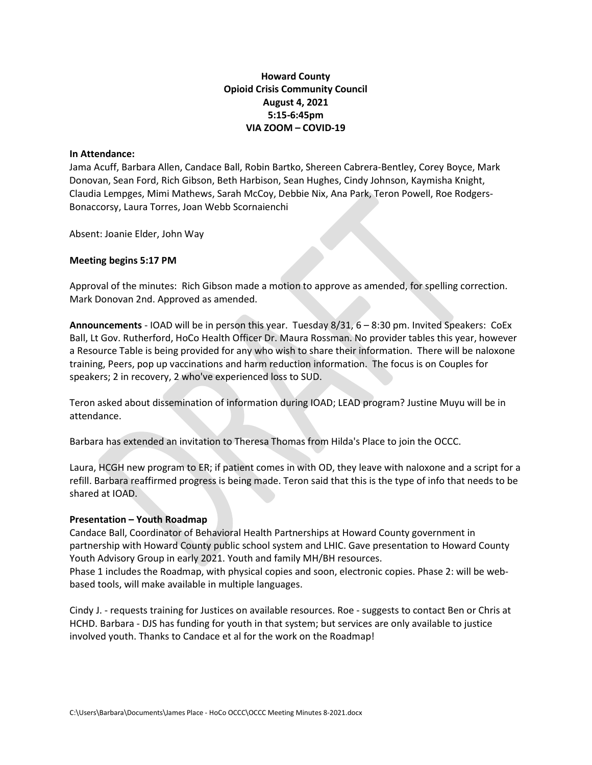**Howard County**
**Opioid Crisis Community Council**
**August 4, 2021**
**5:15-6:45pm**
**VIA ZOOM – COVID-19**

**In Attendance:**
Jama Acuff, Barbara Allen, Candace Ball, Robin Bartko, Shereen Cabrera-Bentley, Corey Boyce, Mark Donovan, Sean Ford, Rich Gibson, Beth Harbison, Sean Hughes, Cindy Johnson, Kaymisha Knight, Claudia Lempges, Mimi Mathews, Sarah McCoy, Debbie Nix, Ana Park, Teron Powell, Roe Rodgers-Bonaccorsy, Laura Torres, Joan Webb Scornaienchi

Absent: Joanie Elder, John Way

**Meeting begins 5:17 PM**

Approval of the minutes: Rich Gibson made a motion to approve as amended, for spelling correction. Mark Donovan 2nd. Approved as amended.

**Announcements** - IOAD will be in person this year. Tuesday 8/31, 6 – 8:30 pm. Invited Speakers: CoEx Ball, Lt Gov. Rutherford, HoCo Health Officer Dr. Maura Rossman. No provider tables this year, however a Resource Table is being provided for any who wish to share their information. There will be naloxone training, Peers, pop up vaccinations and harm reduction information. The focus is on Couples for speakers; 2 in recovery, 2 who've experienced loss to SUD.

Teron asked about dissemination of information during IOAD; LEAD program? Justine Muyu will be in attendance.

Barbara has extended an invitation to Theresa Thomas from Hilda's Place to join the OCCC.

Laura, HCGH new program to ER; if patient comes in with OD, they leave with naloxone and a script for a refill. Barbara reaffirmed progress is being made. Teron said that this is the type of info that needs to be shared at IOAD.

**Presentation – Youth Roadmap**
Candace Ball, Coordinator of Behavioral Health Partnerships at Howard County government in partnership with Howard County public school system and LHIC. Gave presentation to Howard County Youth Advisory Group in early 2021. Youth and family MH/BH resources.
Phase 1 includes the Roadmap, with physical copies and soon, electronic copies. Phase 2: will be web-based tools, will make available in multiple languages.

Cindy J. - requests training for Justices on available resources. Roe - suggests to contact Ben or Chris at HCHD. Barbara - DJS has funding for youth in that system; but services are only available to justice involved youth. Thanks to Candace et al for the work on the Roadmap!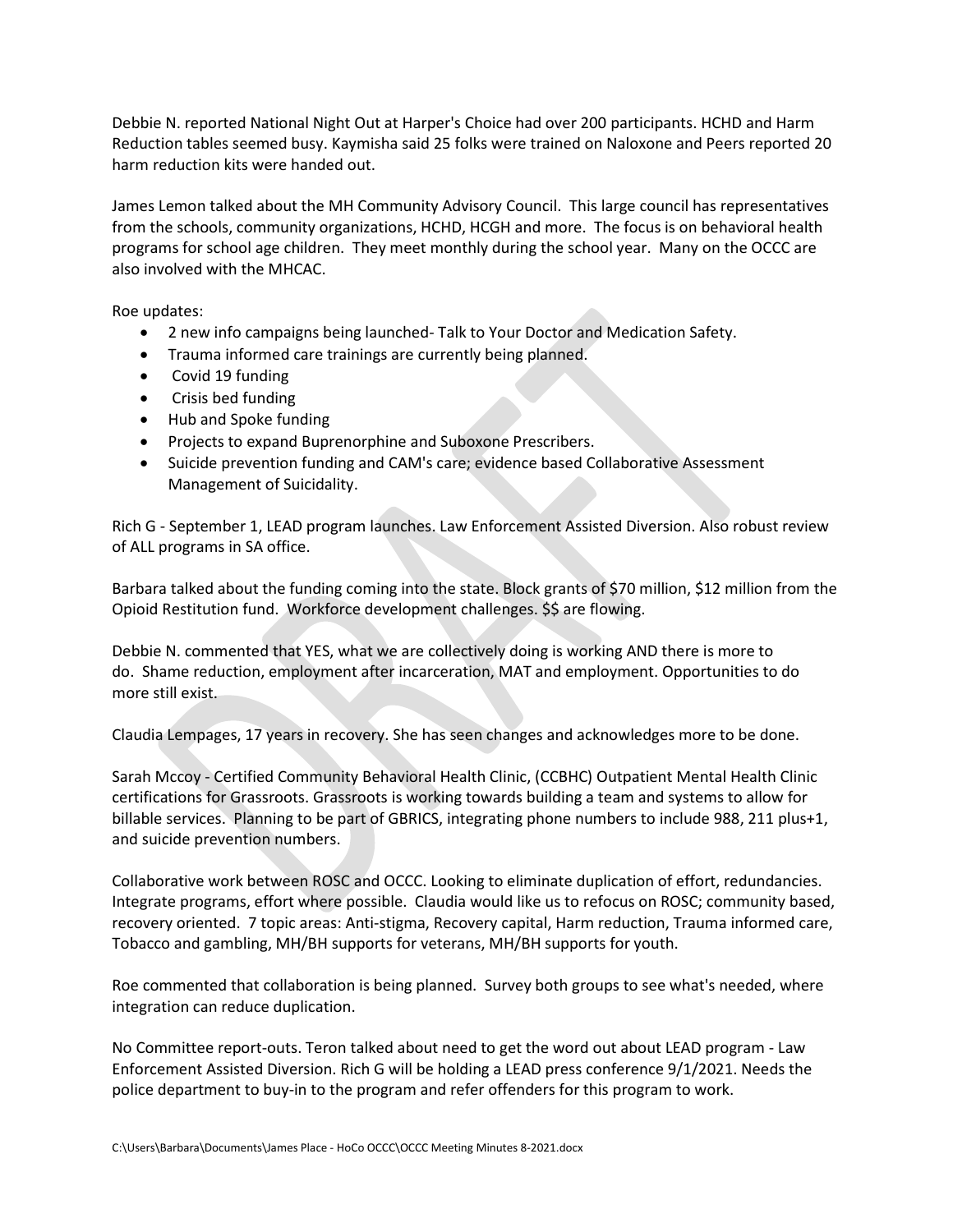Debbie N. reported National Night Out at Harper's Choice had over 200 participants. HCHD and Harm Reduction tables seemed busy. Kaymisha said 25 folks were trained on Naloxone and Peers reported 20 harm reduction kits were handed out.

James Lemon talked about the MH Community Advisory Council. This large council has representatives from the schools, community organizations, HCHD, HCGH and more. The focus is on behavioral health programs for school age children. They meet monthly during the school year. Many on the OCCC are also involved with the MHCAC.

Roe updates:

- 2 new info campaigns being launched- Talk to Your Doctor and Medication Safety.
- Trauma informed care trainings are currently being planned.
- Covid 19 funding
- Crisis bed funding
- Hub and Spoke funding
- Projects to expand Buprenorphine and Suboxone Prescribers.
- Suicide prevention funding and CAM's care; evidence based Collaborative Assessment Management of Suicidality.

Rich G - September 1, LEAD program launches. Law Enforcement Assisted Diversion. Also robust review of ALL programs in SA office.

Barbara talked about the funding coming into the state. Block grants of $70 million, $12 million from the Opioid Restitution fund. Workforce development challenges. $$ are flowing.

Debbie N. commented that YES, what we are collectively doing is working AND there is more to do. Shame reduction, employment after incarceration, MAT and employment. Opportunities to do more still exist.

Claudia Lempages, 17 years in recovery. She has seen changes and acknowledges more to be done.

Sarah Mccoy - Certified Community Behavioral Health Clinic, (CCBHC) Outpatient Mental Health Clinic certifications for Grassroots. Grassroots is working towards building a team and systems to allow for billable services. Planning to be part of GBRICS, integrating phone numbers to include 988, 211 plus+1, and suicide prevention numbers.

Collaborative work between ROSC and OCCC. Looking to eliminate duplication of effort, redundancies. Integrate programs, effort where possible. Claudia would like us to refocus on ROSC; community based, recovery oriented. 7 topic areas: Anti-stigma, Recovery capital, Harm reduction, Trauma informed care, Tobacco and gambling, MH/BH supports for veterans, MH/BH supports for youth.

Roe commented that collaboration is being planned. Survey both groups to see what's needed, where integration can reduce duplication.

No Committee report-outs. Teron talked about need to get the word out about LEAD program - Law Enforcement Assisted Diversion. Rich G will be holding a LEAD press conference 9/1/2021. Needs the police department to buy-in to the program and refer offenders for this program to work.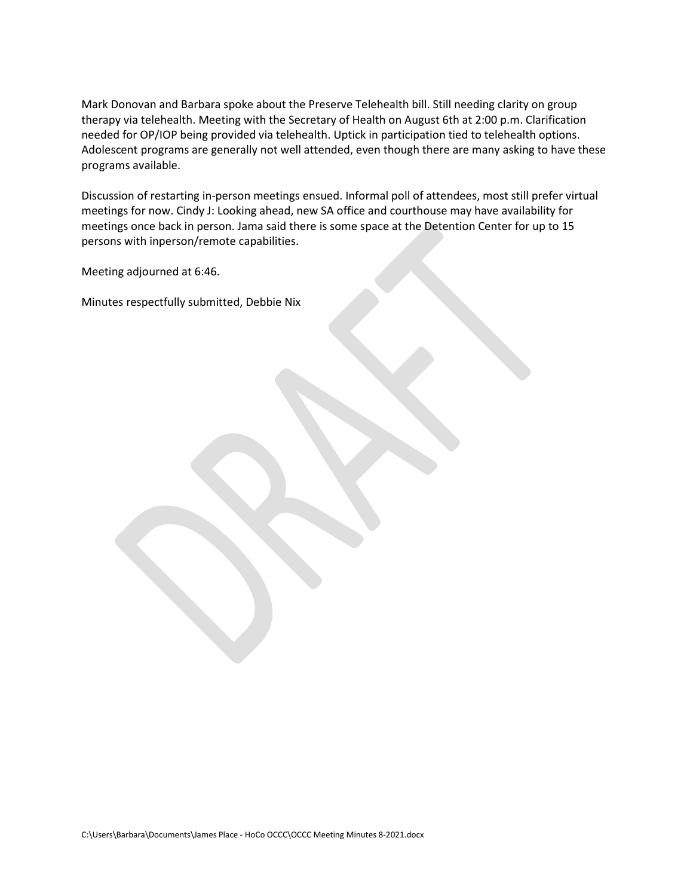Mark Donovan and Barbara spoke about the Preserve Telehealth bill. Still needing clarity on group therapy via telehealth. Meeting with the Secretary of Health on August 6th at 2:00 p.m. Clarification needed for OP/IOP being provided via telehealth. Uptick in participation tied to telehealth options. Adolescent programs are generally not well attended, even though there are many asking to have these programs available.

Discussion of restarting in-person meetings ensued. Informal poll of attendees, most still prefer virtual meetings for now. Cindy J: Looking ahead, new SA office and courthouse may have availability for meetings once back in person. Jama said there is some space at the Detention Center for up to 15 persons with inperson/remote capabilities.

Meeting adjourned at 6:46.

Minutes respectfully submitted, Debbie Nix